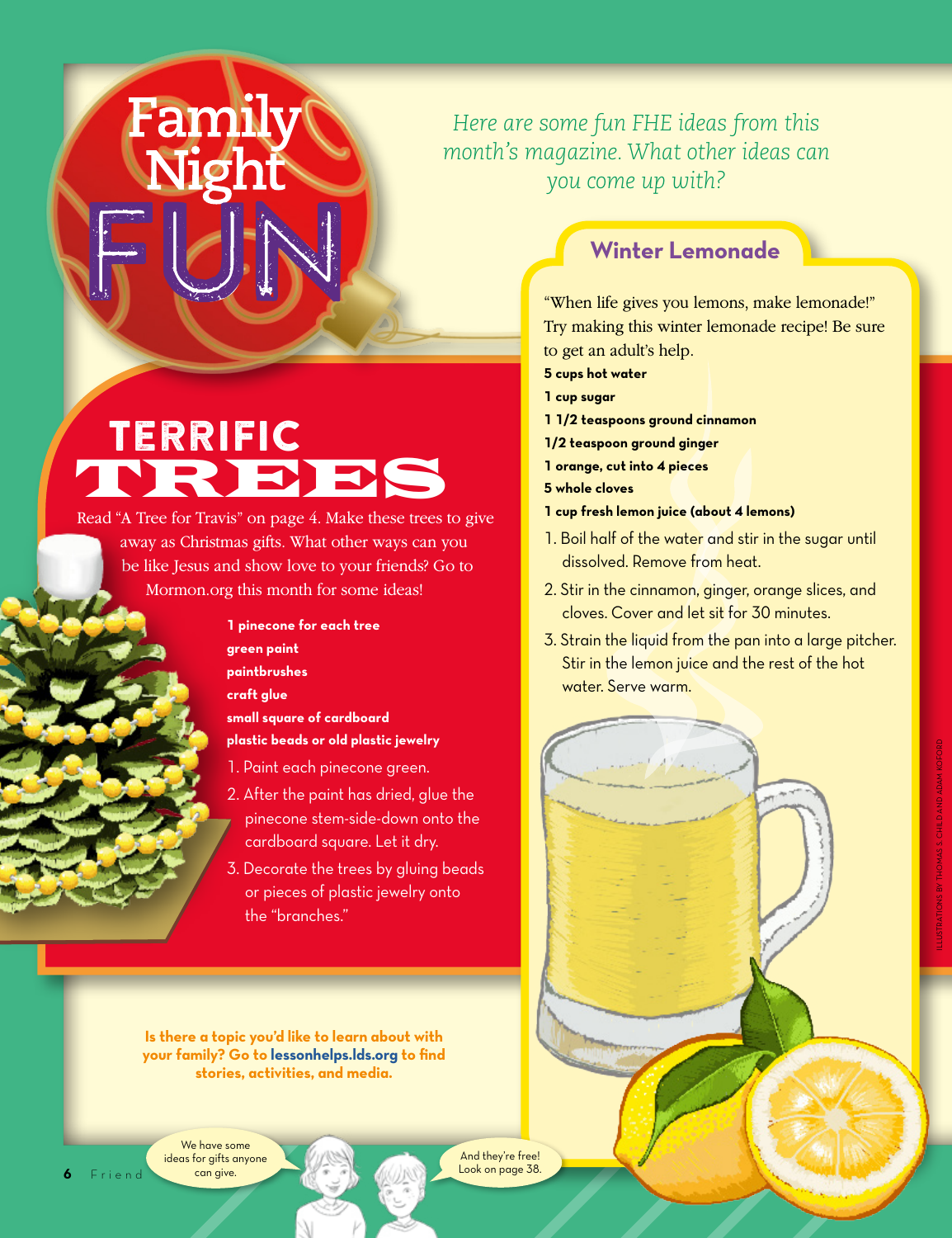# Family Night FUN

*Here are some fun FHE ideas from this month's magazine. What other ideas can you come up with?*

## TERRIFIC TREES

Read "A Tree for Travis" on page 4. Make these trees to give away as Christmas gifts. What other ways can you be like Jesus and show love to your friends? Go to Mormon.org this month for some ideas!

**1 pinecone for each tree**
**green paint**
**paintbrushes**
**craft glue**
**small square of cardboard**
**plastic beads or old plastic jewelry**

1. Paint each pinecone green.
2. After the paint has dried, glue the pinecone stem-side-down onto the cardboard square. Let it dry.
3. Decorate the trees by gluing beads or pieces of plastic jewelry onto the "branches."

## Winter Lemonade

"When life gives you lemons, make lemonade!" Try making this winter lemonade recipe! Be sure to get an adult's help.

**5 cups hot water**
**1 cup sugar**
**1 1/2 teaspoons ground cinnamon**
**1/2 teaspoon ground ginger**
**1 orange, cut into 4 pieces**
**5 whole cloves**
**1 cup fresh lemon juice (about 4 lemons)**

1. Boil half of the water and stir in the sugar until dissolved. Remove from heat.
2. Stir in the cinnamon, ginger, orange slices, and cloves. Cover and let sit for 30 minutes.
3. Strain the liquid from the pan into a large pitcher. Stir in the lemon juice and the rest of the hot water. Serve warm.

**Is there a topic you'd like to learn about with your family? Go to lessonhelps.lds.org to find stories, activities, and media.**

We have some ideas for gifts anyone can give.

And they're free! Look on page 38.

ILLUSTRATIONS BY THOMAS S. CHILD AND ADAM KOFORD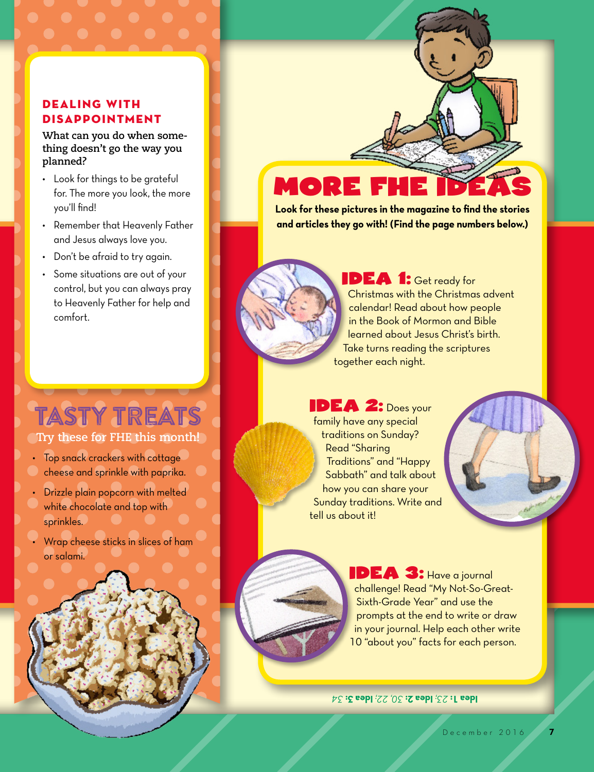## DEALING WITH DISAPPOINTMENT

**What can you do when something doesn't go the way you planned?**

- Look for things to be grateful for. The more you look, the more you'll find!
- Remember that Heavenly Father and Jesus always love you.
- Don't be afraid to try again.
- Some situations are out of your control, but you can always pray to Heavenly Father for help and comfort.

## TASTY TREATS

**Try these for FHE this month!**

- Top snack crackers with cottage cheese and sprinkle with paprika.
- Drizzle plain popcorn with melted white chocolate and top with sprinkles.
- Wrap cheese sticks in slices of ham or salami.

## MORE FHE IDEAS

**Look for these pictures in the magazine to find the stories and articles they go with! (Find the page numbers below.)**

**IDEA 1:** Get ready for Christmas with the Christmas advent calendar! Read about how people in the Book of Mormon and Bible learned about Jesus Christ's birth. Take turns reading the scriptures together each night.

**IDEA 2:** Does your family have any special traditions on Sunday? Read "Sharing Traditions" and "Happy Sabbath" and talk about how you can share your Sunday traditions. Write and tell us about it!

**IDEA 3:** Have a journal challenge! Read "My Not-So-Great-Sixth-Grade Year" and use the prompts at the end to write or draw in your journal. Help each other write 10 "about you" facts for each person.

**Idea 1:** 23; **Idea 2:** 30, 22; **Idea 3:** 34